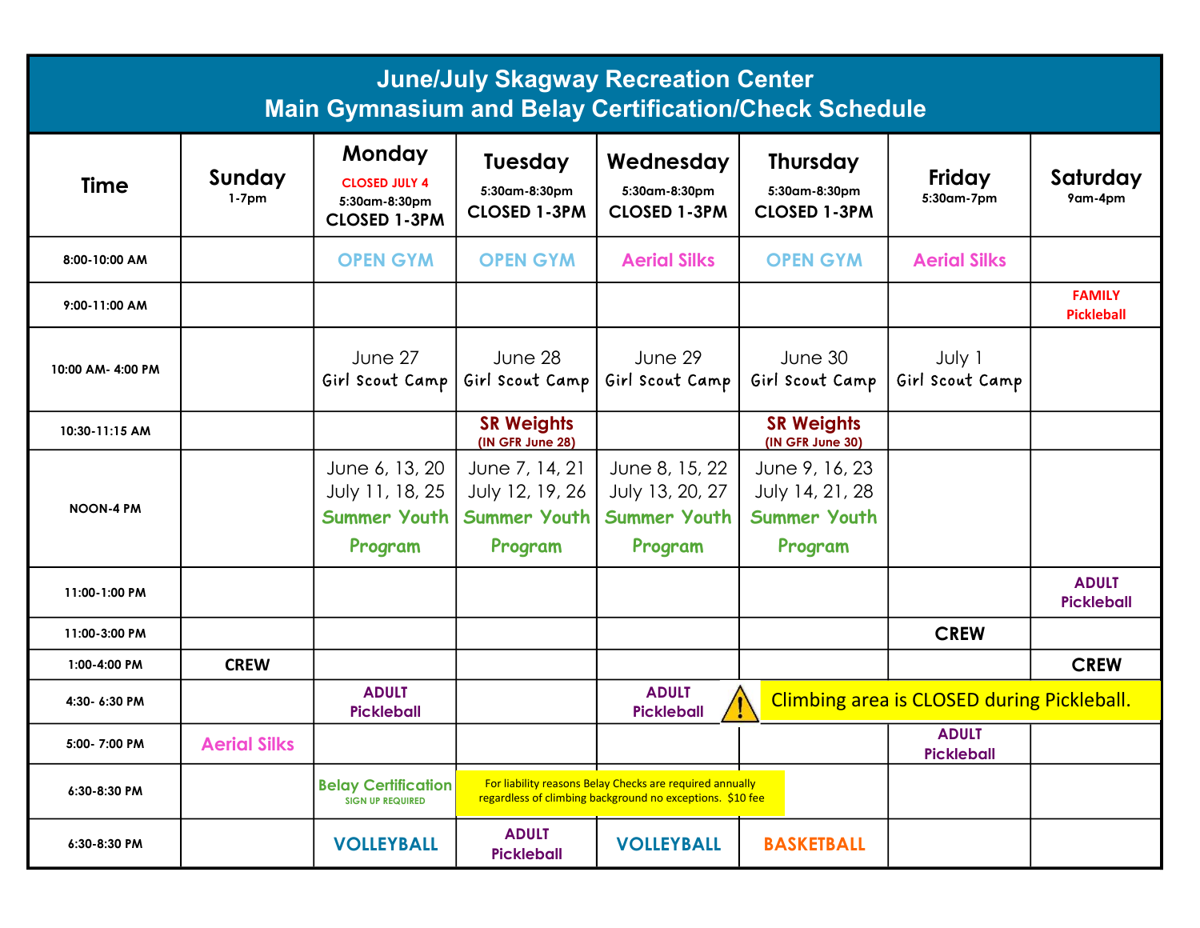# June/July Skagway Recreation Center
## Main Gymnasium and Belay Certification/Check Schedule

| Time | Sunday 1-7pm | Monday CLOSED JULY 4 5:30am-8:30pm CLOSED 1-3PM | Tuesday 5:30am-8:30pm CLOSED 1-3PM | Wednesday 5:30am-8:30pm CLOSED 1-3PM | Thursday 5:30am-8:30pm CLOSED 1-3PM | Friday 5:30am-7pm | Saturday 9am-4pm |
|---|---|---|---|---|---|---|---|
| 8:00-10:00 AM | | OPEN GYM | OPEN GYM | Aerial Silks | OPEN GYM | Aerial Silks | |
| 9:00-11:00 AM | | | | | | | FAMILY Pickleball |
| 10:00 AM- 4:00 PM | | June 27 Girl Scout Camp | June 28 Girl Scout Camp | June 29 Girl Scout Camp | June 30 Girl Scout Camp | July 1 Girl Scout Camp | |
| 10:30-11:15 AM | | | SR Weights (IN GFR June 28) | | SR Weights (IN GFR June 30) | | |
| NOON-4 PM | | June 6, 13, 20 July 11, 18, 25 Summer Youth Program | June 7, 14, 21 July 12, 19, 26 Summer Youth Program | June 8, 15, 22 July 13, 20, 27 Summer Youth Program | June 9, 16, 23 July 14, 21, 28 Summer Youth Program | | |
| 11:00-1:00 PM | | | | | | | ADULT Pickleball |
| 11:00-3:00 PM | | | | | | CREW | |
| 1:00-4:00 PM | CREW | | | | | | CREW |
| 4:30- 6:30 PM | | ADULT Pickleball | | ADULT Pickleball | ⚠ Climbing area is CLOSED during Pickleball. | | |
| 5:00- 7:00 PM | Aerial Silks | | | | | ADULT Pickleball | |
| 6:30-8:30 PM | | Belay Certification SIGN UP REQUIRED | For liability reasons Belay Checks are required annually regardless of climbing background no exceptions. $10 fee | | | | |
| 6:30-8:30 PM | | VOLLEYBALL | ADULT Pickleball | VOLLEYBALL | BASKETBALL | | |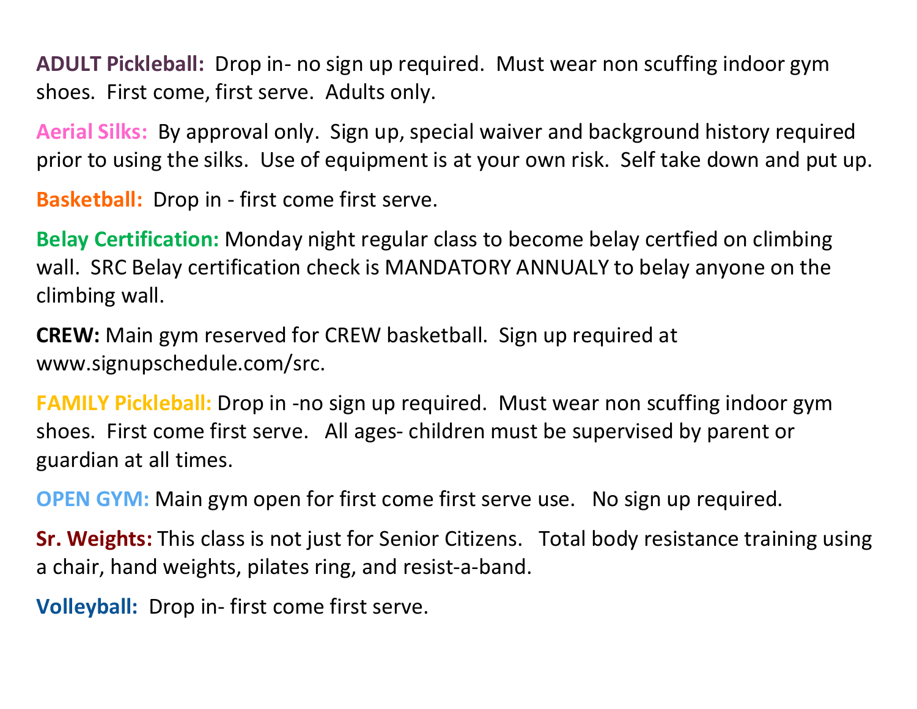**ADULT Pickleball:** Drop in- no sign up required. Must wear non scuffing indoor gym shoes. First come, first serve. Adults only.

**Aerial Silks:** By approval only. Sign up, special waiver and background history required prior to using the silks. Use of equipment is at your own risk. Self take down and put up.

**Basketball:** Drop in - first come first serve.

**Belay Certification:** Monday night regular class to become belay certfied on climbing wall. SRC Belay certification check is MANDATORY ANNUALY to belay anyone on the climbing wall.

**CREW:** Main gym reserved for CREW basketball. Sign up required at www.signupschedule.com/src.

**FAMILY Pickleball:** Drop in -no sign up required. Must wear non scuffing indoor gym shoes. First come first serve. All ages- children must be supervised by parent or guardian at all times.

**OPEN GYM:** Main gym open for first come first serve use. No sign up required.

**Sr. Weights:** This class is not just for Senior Citizens. Total body resistance training using a chair, hand weights, pilates ring, and resist-a-band.

**Volleyball:** Drop in- first come first serve.